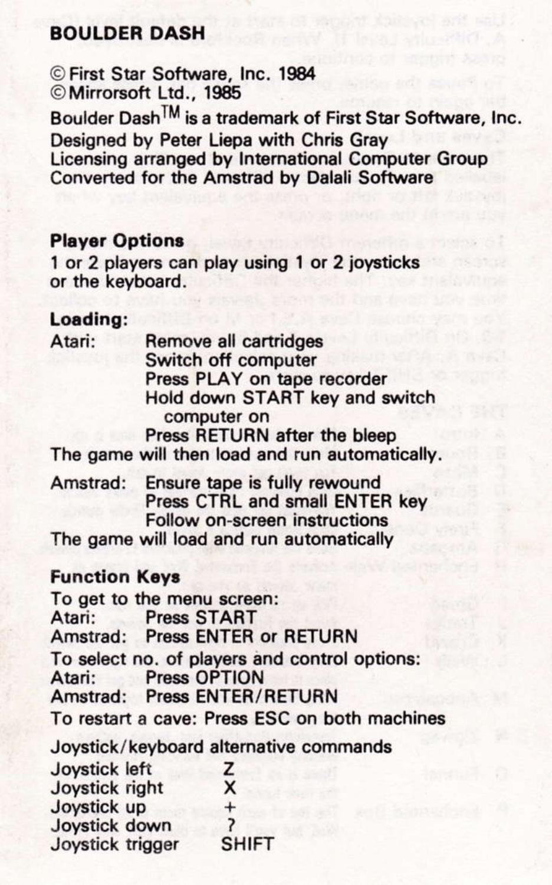**BOULDER DASH**

© First Star Software, Inc. 1984
© Mirrorsoft Ltd., 1985
Boulder Dash™ is a trademark of First Star Software, Inc.
Designed by Peter Liepa with Chris Gray
Licensing arranged by International Computer Group
Converted for the Amstrad by Dalali Software

**Player Options**

1 or 2 players can play using 1 or 2 joysticks or the keyboard.

**Loading:**

Atari:
- Remove all cartridges
- Switch off computer
- Press PLAY on tape recorder
- Hold down START key and switch computer on
- Press RETURN after the bleep

The game will then load and run automatically.

Amstrad:
- Ensure tape is fully rewound
- Press CTRL and small ENTER key
- Follow on-screen instructions

The game will load and run automatically

**Function Keys**

To get to the menu screen:
Atari: Press START
Amstrad: Press ENTER or RETURN
To select no. of players and control options:
Atari: Press OPTION
Amstrad: Press ENTER/RETURN
To restart a cave: Press ESC on both machines

Joystick/keyboard alternative commands

| | |
|---|---|
| Joystick left | Z |
| Joystick right | X |
| Joystick up | + |
| Joystick down | ? |
| Joystick trigger | SHIFT |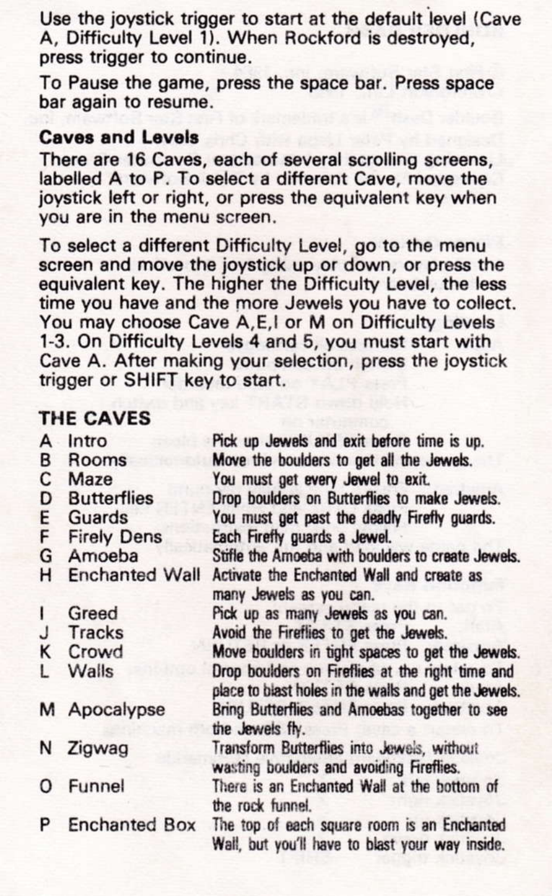Use the joystick trigger to start at the default level (Cave A, Difficulty Level 1). When Rockford is destroyed, press trigger to continue.

To Pause the game, press the space bar. Press space bar again to resume.

**Caves and Levels**

There are 16 Caves, each of several scrolling screens, labelled A to P. To select a different Cave, move the joystick left or right, or press the equivalent key when you are in the menu screen.

To select a different Difficulty Level, go to the menu screen and move the joystick up or down, or press the equivalent key. The higher the Difficulty Level, the less time you have and the more Jewels you have to collect. You may choose Cave A,E,I or M on Difficulty Levels 1-3. On Difficulty Levels 4 and 5, you must start with Cave A. After making your selection, press the joystick trigger or SHIFT key to start.

## THE CAVES

| | | |
|---|---|---|
| A | Intro | Pick up Jewels and exit before time is up. |
| B | Rooms | Move the boulders to get all the Jewels. |
| C | Maze | You must get every Jewel to exit. |
| D | Butterflies | Drop boulders on Butterflies to make Jewels. |
| E | Guards | You must get past the deadly Firefly guards. |
| F | Firely Dens | Each Firefly guards a Jewel. |
| G | Amoeba | Stifle the Amoeba with boulders to create Jewels. |
| H | Enchanted Wall | Activate the Enchanted Wall and create as many Jewels as you can. |
| I | Greed | Pick up as many Jewels as you can. |
| J | Tracks | Avoid the Fireflies to get the Jewels. |
| K | Crowd | Move boulders in tight spaces to get the Jewels. |
| L | Walls | Drop boulders on Fireflies at the right time and place to blast holes in the walls and get the Jewels. |
| M | Apocalypse | Bring Butterflies and Amoebas together to see the Jewels fly. |
| N | Zigwag | Transform Butterflies into Jewels, without wasting boulders and avoiding Fireflies. |
| O | Funnel | There is an Enchanted Wall at the bottom of the rock funnel. |
| P | Enchanted Box | The top of each square room is an Enchanted Wall, but you'll have to blast your way inside. |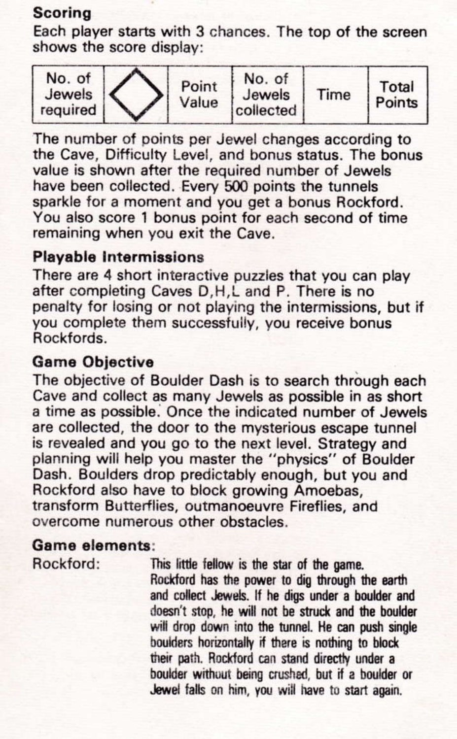## Scoring

Each player starts with 3 chances. The top of the screen shows the score display:

| No. of Jewels required | ◇ | Point Value | No. of Jewels collected | Time | Total Points |
|---|---|---|---|---|---|

The number of points per Jewel changes according to the Cave, Difficulty Level, and bonus status. The bonus value is shown after the required number of Jewels have been collected. Every 500 points the tunnels sparkle for a moment and you get a bonus Rockford. You also score 1 bonus point for each second of time remaining when you exit the Cave.

## Playable Intermissions

There are 4 short interactive puzzles that you can play after completing Caves D,H,L and P. There is no penalty for losing or not playing the intermissions, but if you complete them successfully, you receive bonus Rockfords.

## Game Objective

The objective of Boulder Dash is to search through each Cave and collect as many Jewels as possible in as short a time as possible. Once the indicated number of Jewels are collected, the door to the mysterious escape tunnel is revealed and you go to the next level. Strategy and planning will help you master the "physics" of Boulder Dash. Boulders drop predictably enough, but you and Rockford also have to block growing Amoebas, transform Butterflies, outmanoeuvre Fireflies, and overcome numerous other obstacles.

## Game elements:

**Rockford:** This little fellow is the star of the game. Rockford has the power to dig through the earth and collect Jewels. If he digs under a boulder and doesn't stop, he will not be struck and the boulder will drop down into the tunnel. He can push single boulders horizontally if there is nothing to block their path. Rockford can stand directly under a boulder without being crushed, but if a boulder or Jewel falls on him, you will have to start again.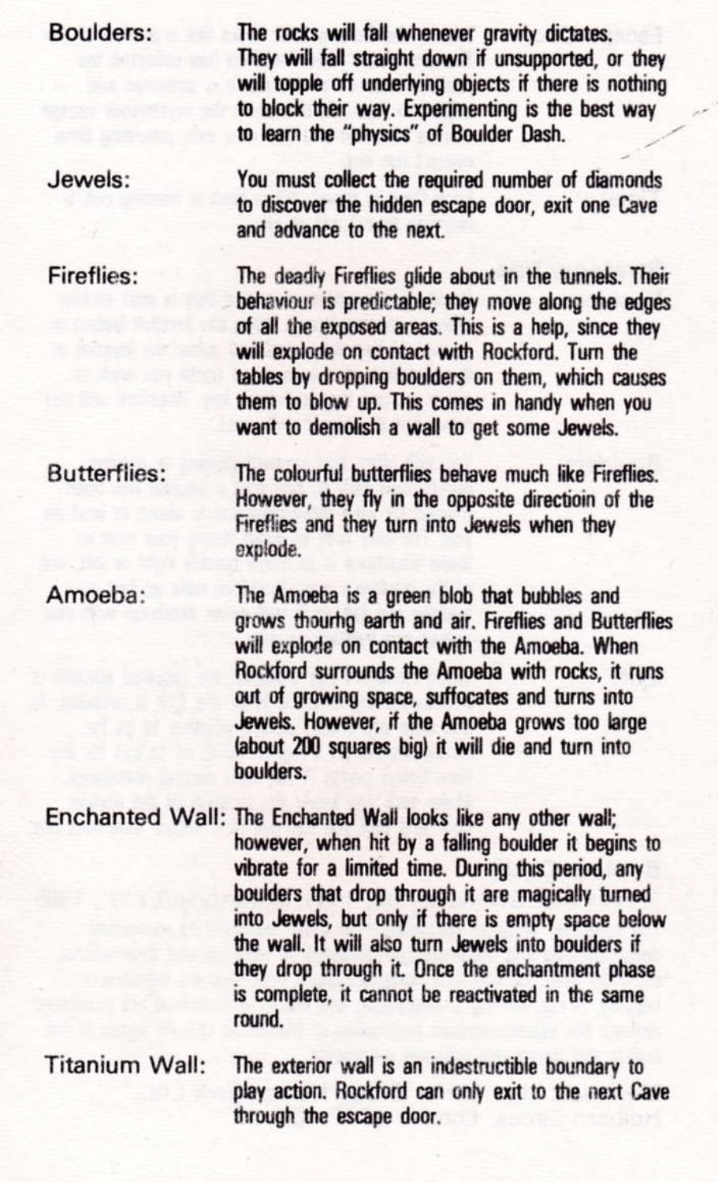**Boulders:** The rocks will fall whenever gravity dictates. They will fall straight down if unsupported, or they will topple off underlying objects if there is nothing to block their way. Experimenting is the best way to learn the "physics" of Boulder Dash.

**Jewels:** You must collect the required number of diamonds to discover the hidden escape door, exit one Cave and advance to the next.

**Fireflies:** The deadly Fireflies glide about in the tunnels. Their behaviour is predictable; they move along the edges of all the exposed areas. This is a help, since they will explode on contact with Rockford. Turn the tables by dropping boulders on them, which causes them to blow up. This comes in handy when you want to demolish a wall to get some Jewels.

**Butterflies:** The colourful butterflies behave much like Fireflies. However, they fly in the opposite directoin of the Fireflies and they turn into Jewels when they explode.

**Amoeba:** The Amoeba is a green blob that bubbles and grows thourhg earth and air. Fireflies and Butterflies will explode on contact with the Amoeba. When Rockford surrounds the Amoeba with rocks, it runs out of growing space, suffocates and turns into Jewels. However, if the Amoeba grows too large (about 200 squares big) it will die and turn into boulders.

**Enchanted Wall:** The Enchanted Wall looks like any other wall; however, when hit by a falling boulder it begins to vibrate for a limited time. During this period, any boulders that drop through it are magically turned into Jewels, but only if there is empty space below the wall. It will also turn Jewels into boulders if they drop through it. Once the enchantment phase is complete, it cannot be reactivated in the same round.

**Titanium Wall:** The exterior wall is an indestructible boundary to play action. Rockford can only exit to the next Cave through the escape door.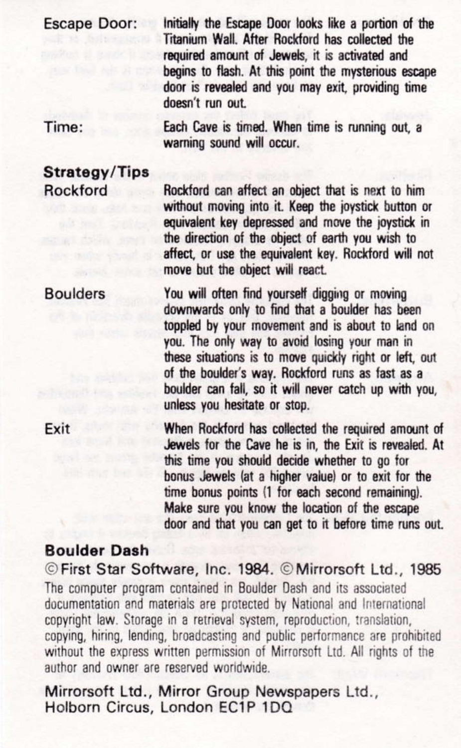**Escape Door:** Initially the Escape Door looks like a portion of the Titanium Wall. After Rockford has collected the required amount of Jewels, it is activated and begins to flash. At this point the mysterious escape door is revealed and you may exit, providing time doesn't run out.

**Time:** Each Cave is timed. When time is running out, a warning sound will occur.

## Strategy/Tips

**Rockford** Rockford can affect an object that is next to him without moving into it. Keep the joystick button or equivalent key depressed and move the joystick in the direction of the object of earth you wish to affect, or use the equivalent key. Rockford will not move but the object will react.

**Boulders** You will often find yourself digging or moving downwards only to find that a boulder has been toppled by your movement and is about to land on you. The only way to avoid losing your man in these situations is to move quickly right or left, out of the boulder's way. Rockford runs as fast as a boulder can fall, so it will never catch up with you, unless you hesitate or stop.

**Exit** When Rockford has collected the required amount of Jewels for the Cave he is in, the Exit is revealed. At this time you should decide whether to go for bonus Jewels (at a higher value) or to exit for the time bonus points (1 for each second remaining). Make sure you know the location of the escape door and that you can get to it before time runs out.

## Boulder Dash

©First Star Software, Inc. 1984. ©Mirrorsoft Ltd., 1985

The computer program contained in Boulder Dash and its associated documentation and materials are protected by National and International copyright law. Storage in a retrieval system, reproduction, translation, copying, hiring, lending, broadcasting and public performance are prohibited without the express written permission of Mirrorsoft Ltd. All rights of the author and owner are reserved worldwide.

Mirrorsoft Ltd., Mirror Group Newspapers Ltd.,
Holborn Circus, London EC1P 1DQ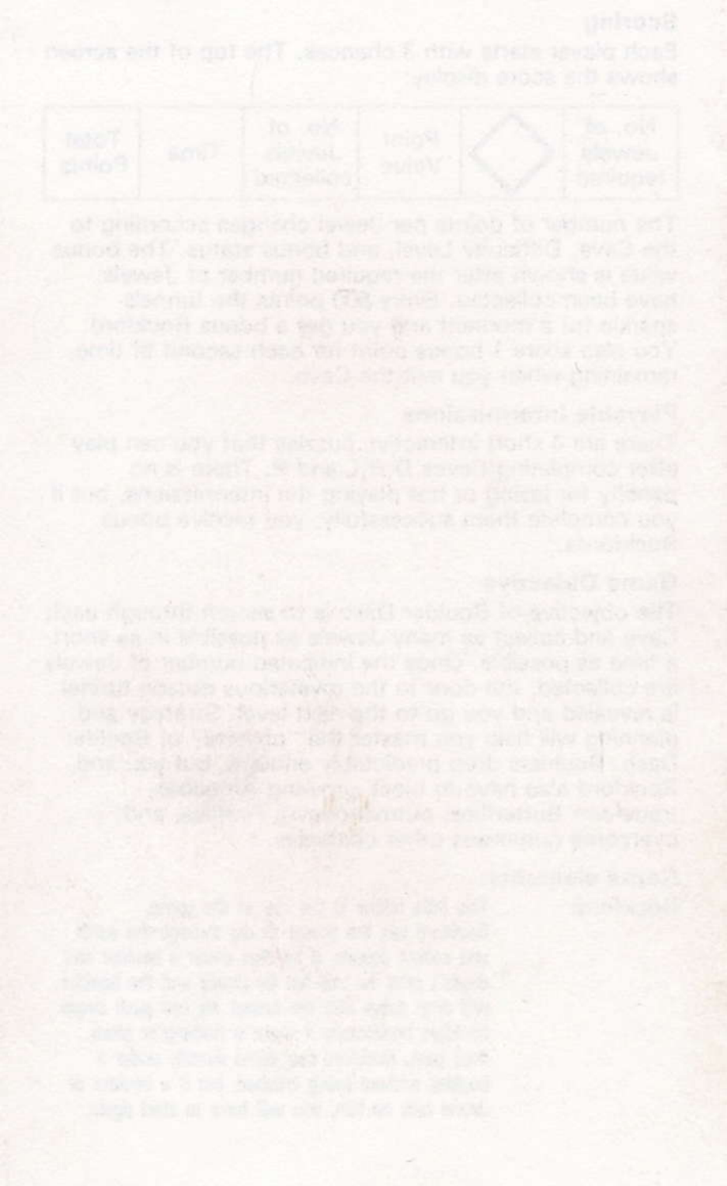**Scoring**

Each player starts with 3 chances. The top of the screen shows the score display:

| No. of Jewels required | ◇ | Point Value | No. of Jewels collected | Time | Total Points |
|---|---|---|---|---|---|

The number of points per Jewel changes according to the Cave, Difficulty Level, and bonus status. The bonus value is shown after the required number of Jewels have been collected. Every 500 points the tunnels sparkle for a moment and you get a bonus Rockford. You also score 1 bonus point for each second of time remaining when you exit the Cave.

**Playable Intermissions**

There are 4 short interactive puzzles that you can play after completing Caves D, H, L and P. There is no penalty for losing or not playing the intermissions, but if you complete them successfully, you receive bonus Rockfords.

**Game Objective**

The objective of Boulder Dash is to search through each Cave and collect as many Jewels as possible in as short a time as possible. Once the required number of Jewels are collected, the door to the mysterious escape tunnel is revealed and you go to the next level. Strategy and planning will help you master the "physics" of Boulder Dash. Enemies from prehistoric times are lurking, but you and Rockford also need to avoid: Butterflies, Amoebas, and overcome numerous other obstacles.

**Game elements**

**Rockford:** The hero of the game. Rockford can dig through the earth and collect Jewels. If he digs under a boulder, the boulder will fall. If he is hit by a falling boulder, he will lose a life.